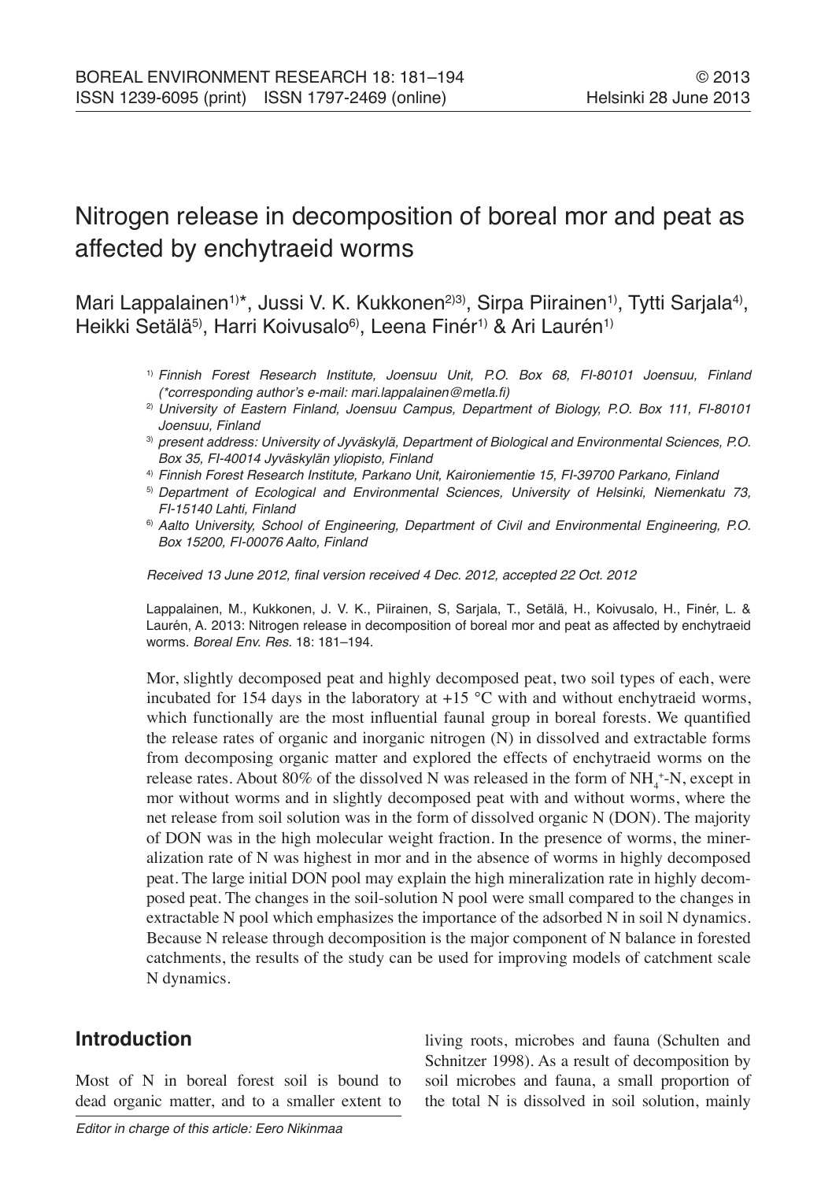# Nitrogen release in decomposition of boreal mor and peat as affected by enchytraeid worms

Mari Lappalainen[1)*], Jussi V. K. Kukkonen[2)3)], Sirpa Piirainen[1)], Tytti Sarjala[4)], Heikki Setälä[5)], Harri Koivusalo[6)], Leena Finér[1)] & Ari Laurén[1)]

[1)] *Finnish Forest Research Institute, Joensuu Unit, P.O. Box 68, FI-80101 Joensuu, Finland (\*corresponding author's e-mail: mari.lappalainen@metla.fi)*

[2)] *University of Eastern Finland, Joensuu Campus, Department of Biology, P.O. Box 111, FI-80101 Joensuu, Finland*

[3)] *present address: University of Jyväskylä, Department of Biological and Environmental Sciences, P.O. Box 35, FI-40014 Jyväskylän yliopisto, Finland*

[4)] *Finnish Forest Research Institute, Parkano Unit, Kaironiementie 15, FI-39700 Parkano, Finland*

[5)] *Department of Ecological and Environmental Sciences, University of Helsinki, Niemenkatu 73, FI-15140 Lahti, Finland*

[6)] *Aalto University, School of Engineering, Department of Civil and Environmental Engineering, P.O. Box 15200, FI-00076 Aalto, Finland*

*Received 13 June 2012, final version received 4 Dec. 2012, accepted 22 Oct. 2012*

Lappalainen, M., Kukkonen, J. V. K., Piirainen, S, Sarjala, T., Setälä, H., Koivusalo, H., Finér, L. & Laurén, A. 2013: Nitrogen release in decomposition of boreal mor and peat as affected by enchytraeid worms. *Boreal Env. Res.* 18: 181–194.

Mor, slightly decomposed peat and highly decomposed peat, two soil types of each, were incubated for 154 days in the laboratory at +15 °C with and without enchytraeid worms, which functionally are the most influential faunal group in boreal forests. We quantified the release rates of organic and inorganic nitrogen (N) in dissolved and extractable forms from decomposing organic matter and explored the effects of enchytraeid worms on the release rates. About 80% of the dissolved N was released in the form of $NH_4^+$-N, except in mor without worms and in slightly decomposed peat with and without worms, where the net release from soil solution was in the form of dissolved organic N (DON). The majority of DON was in the high molecular weight fraction. In the presence of worms, the mineralization rate of N was highest in mor and in the absence of worms in highly decomposed peat. The large initial DON pool may explain the high mineralization rate in highly decomposed peat. The changes in the soil-solution N pool were small compared to the changes in extractable N pool which emphasizes the importance of the adsorbed N in soil N dynamics. Because N release through decomposition is the major component of N balance in forested catchments, the results of the study can be used for improving models of catchment scale N dynamics.

## Introduction

Most of N in boreal forest soil is bound to dead organic matter, and to a smaller extent to living roots, microbes and fauna (Schulten and Schnitzer 1998). As a result of decomposition by soil microbes and fauna, a small proportion of the total N is dissolved in soil solution, mainly

*Editor in charge of this article: Eero Nikinmaa*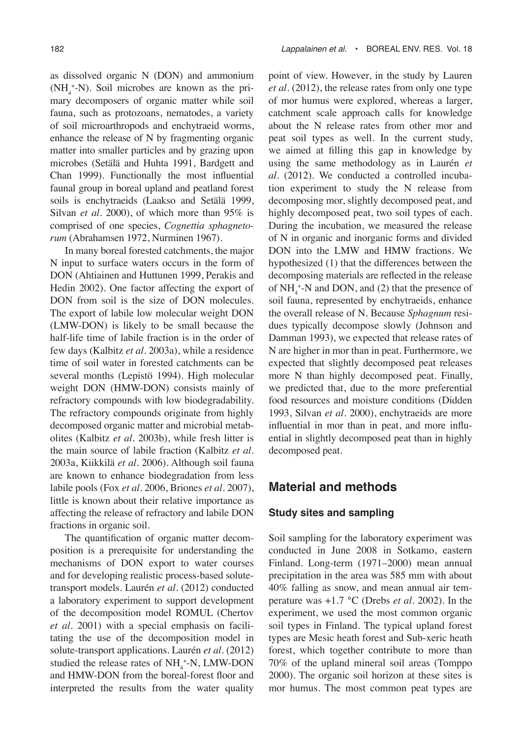as dissolved organic N (DON) and ammonium ($NH_4^+$-N). Soil microbes are known as the primary decomposers of organic matter while soil fauna, such as protozoans, nematodes, a variety of soil microarthropods and enchytraeid worms, enhance the release of N by fragmenting organic matter into smaller particles and by grazing upon microbes (Setälä and Huhta 1991, Bardgett and Chan 1999). Functionally the most influential faunal group in boreal upland and peatland forest soils is enchytraeids (Laakso and Setälä 1999, Silvan *et al.* 2000), of which more than 95% is comprised of one species, *Cognettia sphagnetorum* (Abrahamsen 1972, Nurminen 1967).

In many boreal forested catchments, the major N input to surface waters occurs in the form of DON (Ahtiainen and Huttunen 1999, Perakis and Hedin 2002). One factor affecting the export of DON from soil is the size of DON molecules. The export of labile low molecular weight DON (LMW-DON) is likely to be small because the half-life time of labile fraction is in the order of few days (Kalbitz *et al.* 2003a), while a residence time of soil water in forested catchments can be several months (Lepistö 1994). High molecular weight DON (HMW-DON) consists mainly of refractory compounds with low biodegradability. The refractory compounds originate from highly decomposed organic matter and microbial metabolites (Kalbitz *et al.* 2003b), while fresh litter is the main source of labile fraction (Kalbitz *et al.* 2003a, Kiikkilä *et al.* 2006). Although soil fauna are known to enhance biodegradation from less labile pools (Fox *et al.* 2006, Briones *et al.* 2007), little is known about their relative importance as affecting the release of refractory and labile DON fractions in organic soil.

The quantification of organic matter decomposition is a prerequisite for understanding the mechanisms of DON export to water courses and for developing realistic process-based solute-transport models. Laurén *et al.* (2012) conducted a laboratory experiment to support development of the decomposition model ROMUL (Chertov *et al.* 2001) with a special emphasis on facilitating the use of the decomposition model in solute-transport applications. Laurén *et al.* (2012) studied the release rates of $NH_4^+$-N, LMW-DON and HMW-DON from the boreal-forest floor and interpreted the results from the water quality point of view. However, in the study by Lauren *et al.* (2012), the release rates from only one type of mor humus were explored, whereas a larger, catchment scale approach calls for knowledge about the N release rates from other mor and peat soil types as well. In the current study, we aimed at filling this gap in knowledge by using the same methodology as in Laurén *et al.* (2012). We conducted a controlled incubation experiment to study the N release from decomposing mor, slightly decomposed peat, and highly decomposed peat, two soil types of each. During the incubation, we measured the release of N in organic and inorganic forms and divided DON into the LMW and HMW fractions. We hypothesized (1) that the differences between the decomposing materials are reflected in the release of $NH_4^+$-N and DON, and (2) that the presence of soil fauna, represented by enchytraeids, enhance the overall release of N. Because *Sphagnum* residues typically decompose slowly (Johnson and Damman 1993), we expected that release rates of N are higher in mor than in peat. Furthermore, we expected that slightly decomposed peat releases more N than highly decomposed peat. Finally, we predicted that, due to the more preferential food resources and moisture conditions (Didden 1993, Silvan *et al.* 2000), enchytraeids are more influential in mor than in peat, and more influential in slightly decomposed peat than in highly decomposed peat.

## Material and methods

### Study sites and sampling

Soil sampling for the laboratory experiment was conducted in June 2008 in Sotkamo, eastern Finland. Long-term (1971–2000) mean annual precipitation in the area was 585 mm with about 40% falling as snow, and mean annual air temperature was +1.7 °C (Drebs *et al.* 2002). In the experiment, we used the most common organic soil types in Finland. The typical upland forest types are Mesic heath forest and Sub-xeric heath forest, which together contribute to more than 70% of the upland mineral soil areas (Tomppo 2000). The organic soil horizon at these sites is mor humus. The most common peat types are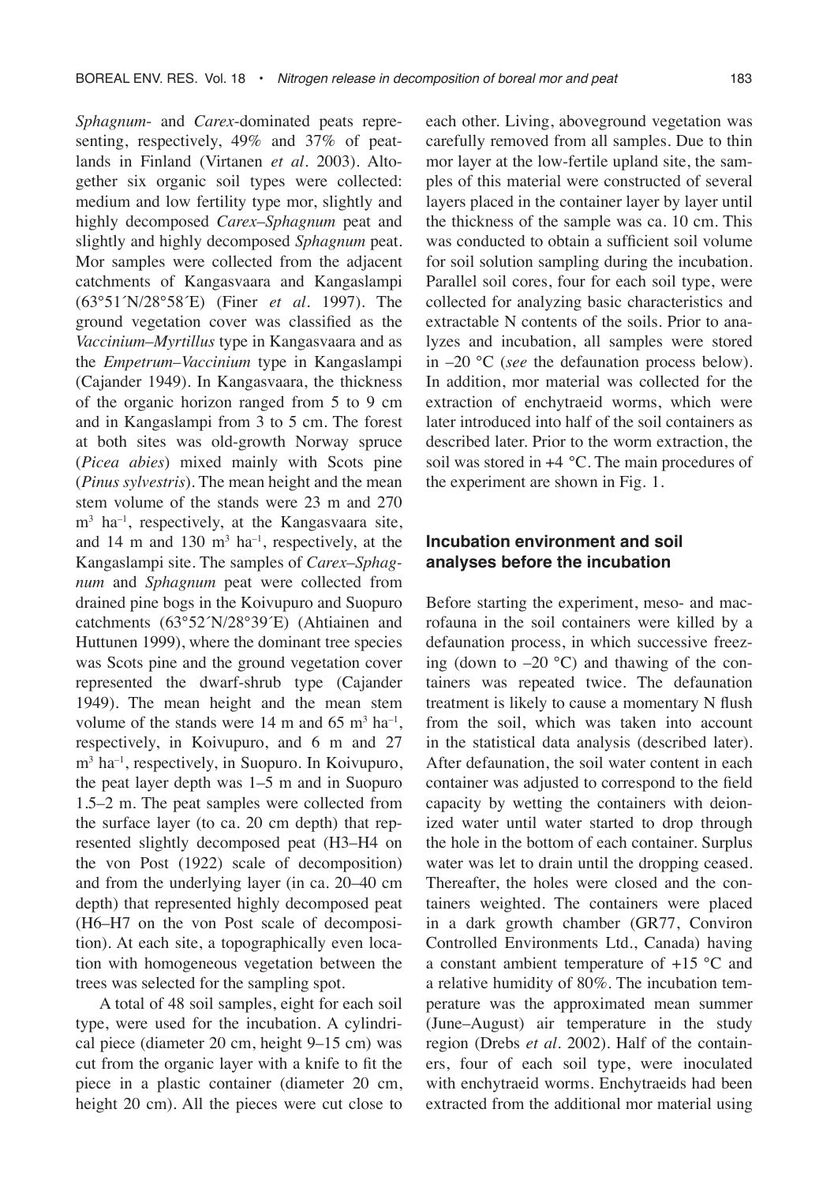*Sphagnum*- and *Carex*-dominated peats representing, respectively, 49% and 37% of peatlands in Finland (Virtanen *et al.* 2003). Altogether six organic soil types were collected: medium and low fertility type mor, slightly and highly decomposed *Carex–Sphagnum* peat and slightly and highly decomposed *Sphagnum* peat. Mor samples were collected from the adjacent catchments of Kangasvaara and Kangaslampi (63°51´N/28°58´E) (Finer *et al.* 1997). The ground vegetation cover was classified as the *Vaccinium–Myrtillus* type in Kangasvaara and as the *Empetrum–Vaccinium* type in Kangaslampi (Cajander 1949). In Kangasvaara, the thickness of the organic horizon ranged from 5 to 9 cm and in Kangaslampi from 3 to 5 cm. The forest at both sites was old-growth Norway spruce (*Picea abies*) mixed mainly with Scots pine (*Pinus sylvestris*). The mean height and the mean stem volume of the stands were 23 m and 270 $m^3$ $ha^{-1}$, respectively, at the Kangasvaara site, and 14 m and 130 $m^3$ $ha^{-1}$, respectively, at the Kangaslampi site. The samples of *Carex–Sphagnum* and *Sphagnum* peat were collected from drained pine bogs in the Koivupuro and Suopuro catchments (63°52´N/28°39´E) (Ahtiainen and Huttunen 1999), where the dominant tree species was Scots pine and the ground vegetation cover represented the dwarf-shrub type (Cajander 1949). The mean height and the mean stem volume of the stands were 14 m and 65 $m^3$ $ha^{-1}$, respectively, in Koivupuro, and 6 m and 27 $m^3$ $ha^{-1}$, respectively, in Suopuro. In Koivupuro, the peat layer depth was 1–5 m and in Suopuro 1.5–2 m. The peat samples were collected from the surface layer (to ca. 20 cm depth) that represented slightly decomposed peat (H3–H4 on the von Post (1922) scale of decomposition) and from the underlying layer (in ca. 20–40 cm depth) that represented highly decomposed peat (H6–H7 on the von Post scale of decomposition). At each site, a topographically even location with homogeneous vegetation between the trees was selected for the sampling spot.

A total of 48 soil samples, eight for each soil type, were used for the incubation. A cylindrical piece (diameter 20 cm, height 9–15 cm) was cut from the organic layer with a knife to fit the piece in a plastic container (diameter 20 cm, height 20 cm). All the pieces were cut close to each other. Living, aboveground vegetation was carefully removed from all samples. Due to thin mor layer at the low-fertile upland site, the samples of this material were constructed of several layers placed in the container layer by layer until the thickness of the sample was ca. 10 cm. This was conducted to obtain a sufficient soil volume for soil solution sampling during the incubation. Parallel soil cores, four for each soil type, were collected for analyzing basic characteristics and extractable N contents of the soils. Prior to analyzes and incubation, all samples were stored in –20 °C (*see* the defaunation process below). In addition, mor material was collected for the extraction of enchytraeid worms, which were later introduced into half of the soil containers as described later. Prior to the worm extraction, the soil was stored in +4 °C. The main procedures of the experiment are shown in Fig. 1.

### Incubation environment and soil analyses before the incubation

Before starting the experiment, meso- and macrofauna in the soil containers were killed by a defaunation process, in which successive freezing (down to –20 °C) and thawing of the containers was repeated twice. The defaunation treatment is likely to cause a momentary N flush from the soil, which was taken into account in the statistical data analysis (described later). After defaunation, the soil water content in each container was adjusted to correspond to the field capacity by wetting the containers with deionized water until water started to drop through the hole in the bottom of each container. Surplus water was let to drain until the dropping ceased. Thereafter, the holes were closed and the containers weighted. The containers were placed in a dark growth chamber (GR77, Conviron Controlled Environments Ltd., Canada) having a constant ambient temperature of +15 °C and a relative humidity of 80%. The incubation temperature was the approximated mean summer (June–August) air temperature in the study region (Drebs *et al.* 2002). Half of the containers, four of each soil type, were inoculated with enchytraeid worms. Enchytraeids had been extracted from the additional mor material using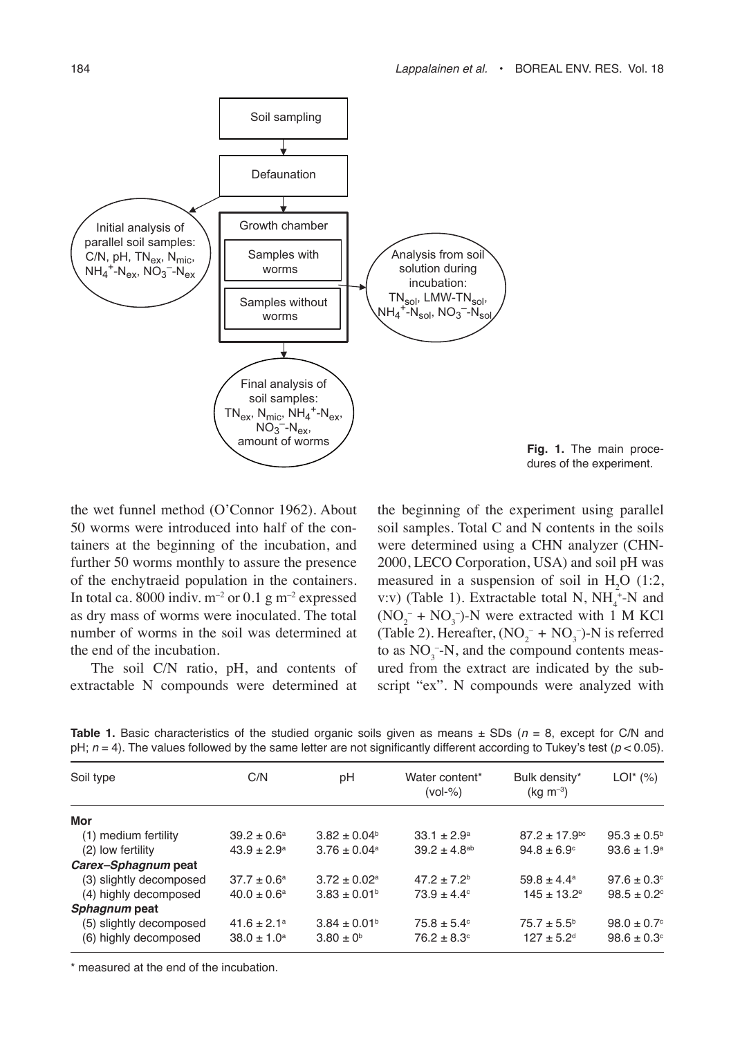Fig. 1. The main procedures of the experiment.

the wet funnel method (O'Connor 1962). About 50 worms were introduced into half of the containers at the beginning of the incubation, and further 50 worms monthly to assure the presence of the enchytraeid population in the containers. In total ca. 8000 indiv. $m^{-2}$ or 0.1 g $m^{-2}$ expressed as dry mass of worms were inoculated. The total number of worms in the soil was determined at the end of the incubation.

The soil C/N ratio, pH, and contents of extractable N compounds were determined at the beginning of the experiment using parallel soil samples. Total C and N contents in the soils were determined using a CHN analyzer (CHN-2000, LECO Corporation, USA) and soil pH was measured in a suspension of soil in $H_2O$ (1:2, v:v) (Table 1). Extractable total N, $NH_4^+$-N and $(NO_2^- + NO_3^-)$-N were extracted with 1 M KCl (Table 2). Hereafter, $(NO_2^- + NO_3^-)$-N is referred to as $NO_3^-$-N, and the compound contents measured from the extract are indicated by the subscript "ex". N compounds were analyzed with

**Table 1.** Basic characteristics of the studied organic soils given as means ± SDs ($n$ = 8, except for C/N and pH; $n$ = 4). The values followed by the same letter are not significantly different according to Tukey's test ($p < 0.05$).

| Soil type | C/N | pH | Water content* (vol-%) | Bulk density* (kg $m^{-3}$) | LOI* (%) |
|---|---|---|---|---|---|
| **Mor** | | | | | |
| (1) medium fertility | 39.2 ± 0.6[a] | 3.82 ± 0.04[b] | 33.1 ± 2.9[a] | 87.2 ± 17.9[bc] | 95.3 ± 0.5[b] |
| (2) low fertility | 43.9 ± 2.9[a] | 3.76 ± 0.04[a] | 39.2 ± 4.8[ab] | 94.8 ± 6.9[c] | 93.6 ± 1.9[a] |
| ***Carex–Sphagnum* peat** | | | | | |
| (3) slightly decomposed | 37.7 ± 0.6[a] | 3.72 ± 0.02[a] | 47.2 ± 7.2[b] | 59.8 ± 4.4[a] | 97.6 ± 0.3[c] |
| (4) highly decomposed | 40.0 ± 0.6[a] | 3.83 ± 0.01[b] | 73.9 ± 4.4[c] | 145 ± 13.2[e] | 98.5 ± 0.2[c] |
| ***Sphagnum* peat** | | | | | |
| (5) slightly decomposed | 41.6 ± 2.1[a] | 3.84 ± 0.01[b] | 75.8 ± 5.4[c] | 75.7 ± 5.5[b] | 98.0 ± 0.7[c] |
| (6) highly decomposed | 38.0 ± 1.0[a] | 3.80 ± 0[b] | 76.2 ± 8.3[c] | 127 ± 5.2[d] | 98.6 ± 0.3[c] |

\* measured at the end of the incubation.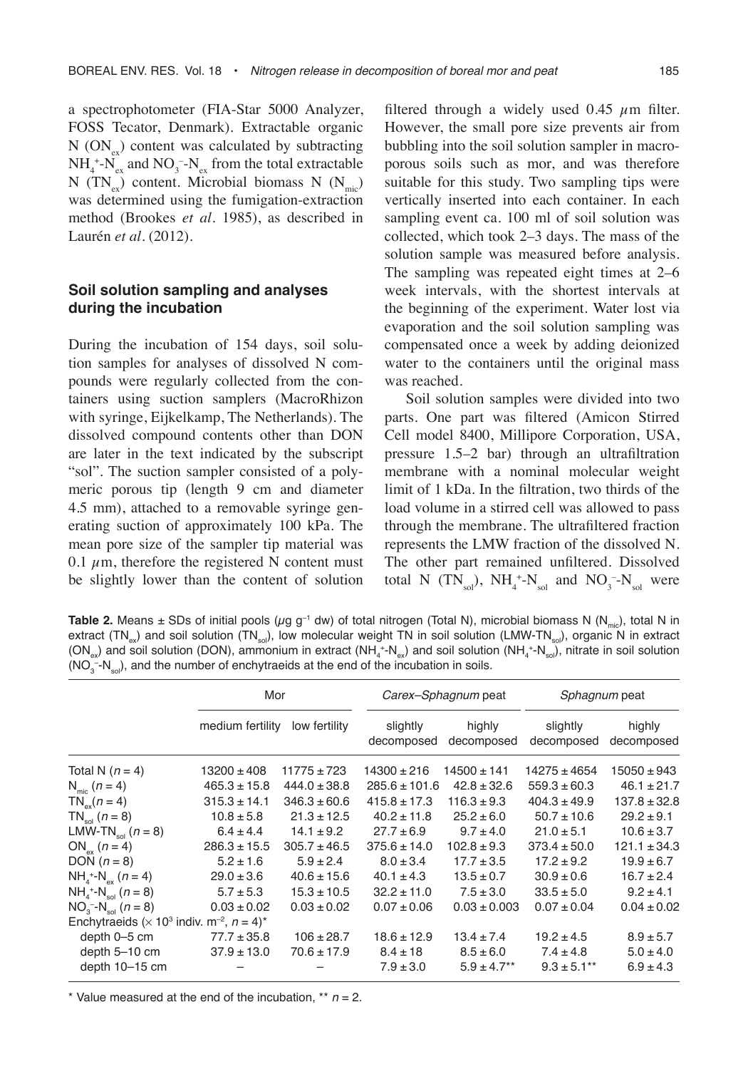a spectrophotometer (FIA-Star 5000 Analyzer, FOSS Tecator, Denmark). Extractable organic N ($ON_{ex}$) content was calculated by subtracting $NH_4^+$-$N_{ex}$ and $NO_3^-$-$N_{ex}$ from the total extractable N ($TN_{ex}$) content. Microbial biomass N ($N_{mic}$) was determined using the fumigation-extraction method (Brookes *et al.* 1985), as described in Laurén *et al.* (2012).

### Soil solution sampling and analyses during the incubation

During the incubation of 154 days, soil solution samples for analyses of dissolved N compounds were regularly collected from the containers using suction samplers (MacroRhizon with syringe, Eijkelkamp, The Netherlands). The dissolved compound contents other than DON are later in the text indicated by the subscript "sol". The suction sampler consisted of a polymeric porous tip (length 9 cm and diameter 4.5 mm), attached to a removable syringe generating suction of approximately 100 kPa. The mean pore size of the sampler tip material was 0.1 $\mu$m, therefore the registered N content must be slightly lower than the content of solution filtered through a widely used 0.45 $\mu$m filter. However, the small pore size prevents air from bubbling into the soil solution sampler in macroporous soils such as mor, and was therefore suitable for this study. Two sampling tips were vertically inserted into each container. In each sampling event ca. 100 ml of soil solution was collected, which took 2–3 days. The mass of the solution sample was measured before analysis. The sampling was repeated eight times at 2–6 week intervals, with the shortest intervals at the beginning of the experiment. Water lost via evaporation and the soil solution sampling was compensated once a week by adding deionized water to the containers until the original mass was reached.

Soil solution samples were divided into two parts. One part was filtered (Amicon Stirred Cell model 8400, Millipore Corporation, USA, pressure 1.5–2 bar) through an ultrafiltration membrane with a nominal molecular weight limit of 1 kDa. In the filtration, two thirds of the load volume in a stirred cell was allowed to pass through the membrane. The ultrafiltered fraction represents the LMW fraction of the dissolved N. The other part remained unfiltered. Dissolved total N ($TN_{sol}$), $NH_4^+$-$N_{sol}$ and $NO_3^-$-$N_{sol}$ were

**Table 2.** Means ± SDs of initial pools ($\mu$g g$^{-1}$ dw) of total nitrogen (Total N), microbial biomass N ($N_{mic}$), total N in extract ($TN_{ex}$) and soil solution ($TN_{sol}$), low molecular weight TN in soil solution (LMW-$TN_{sol}$), organic N in extract ($ON_{ex}$) and soil solution (DON), ammonium in extract ($NH_4^+$-$N_{ex}$) and soil solution ($NH_4^+$-$N_{sol}$), nitrate in soil solution ($NO_3^-$-$N_{sol}$), and the number of enchytraeids at the end of the incubation in soils.

| | Mor | | *Carex–Sphagnum* peat | | *Sphagnum* peat | |
|---|---|---|---|---|---|---|
| | medium fertility | low fertility | slightly decomposed | highly decomposed | slightly decomposed | highly decomposed |
| Total N ($n = 4$) | 13200 ± 408 | 11775 ± 723 | 14300 ± 216 | 14500 ± 141 | 14275 ± 4654 | 15050 ± 943 |
| $N_{mic}$ ($n = 4$) | 465.3 ± 15.8 | 444.0 ± 38.8 | 285.6 ± 101.6 | 42.8 ± 32.6 | 559.3 ± 60.3 | 46.1 ± 21.7 |
| $TN_{ex}$($n = 4$) | 315.3 ± 14.1 | 346.3 ± 60.6 | 415.8 ± 17.3 | 116.3 ± 9.3 | 404.3 ± 49.9 | 137.8 ± 32.8 |
| $TN_{sol}$ ($n = 8$) | 10.8 ± 5.8 | 21.3 ± 12.5 | 40.2 ± 11.8 | 25.2 ± 6.0 | 50.7 ± 10.6 | 29.2 ± 9.1 |
| LMW-$TN_{sol}$ ($n = 8$) | 6.4 ± 4.4 | 14.1 ± 9.2 | 27.7 ± 6.9 | 9.7 ± 4.0 | 21.0 ± 5.1 | 10.6 ± 3.7 |
| $ON_{ex}$ ($n = 4$) | 286.3 ± 15.5 | 305.7 ± 46.5 | 375.6 ± 14.0 | 102.8 ± 9.3 | 373.4 ± 50.0 | 121.1 ± 34.3 |
| DON ($n = 8$) | 5.2 ± 1.6 | 5.9 ± 2.4 | 8.0 ± 3.4 | 17.7 ± 3.5 | 17.2 ± 9.2 | 19.9 ± 6.7 |
| $NH_4^+$-$N_{ex}$ ($n = 4$) | 29.0 ± 3.6 | 40.6 ± 15.6 | 40.1 ± 4.3 | 13.5 ± 0.7 | 30.9 ± 0.6 | 16.7 ± 2.4 |
| $NH_4^+$-$N_{sol}$ ($n = 8$) | 5.7 ± 5.3 | 15.3 ± 10.5 | 32.2 ± 11.0 | 7.5 ± 3.0 | 33.5 ± 5.0 | 9.2 ± 4.1 |
| $NO_3^-$-$N_{sol}$ ($n = 8$) | 0.03 ± 0.02 | 0.03 ± 0.02 | 0.07 ± 0.06 | 0.03 ± 0.003 | 0.07 ± 0.04 | 0.04 ± 0.02 |
| Enchytraeids (× $10^3$ indiv. m$^{-2}$, $n = 4$)* | | | | | | |
| depth 0–5 cm | 77.7 ± 35.8 | 106 ± 28.7 | 18.6 ± 12.9 | 13.4 ± 7.4 | 19.2 ± 4.5 | 8.9 ± 5.7 |
| depth 5–10 cm | 37.9 ± 13.0 | 70.6 ± 17.9 | 8.4 ± 18 | 8.5 ± 6.0 | 7.4 ± 4.8 | 5.0 ± 4.0 |
| depth 10–15 cm | – | – | 7.9 ± 3.0 | 5.9 ± 4.7** | 9.3 ± 5.1** | 6.9 ± 4.3 |

\* Value measured at the end of the incubation, ** $n = 2$.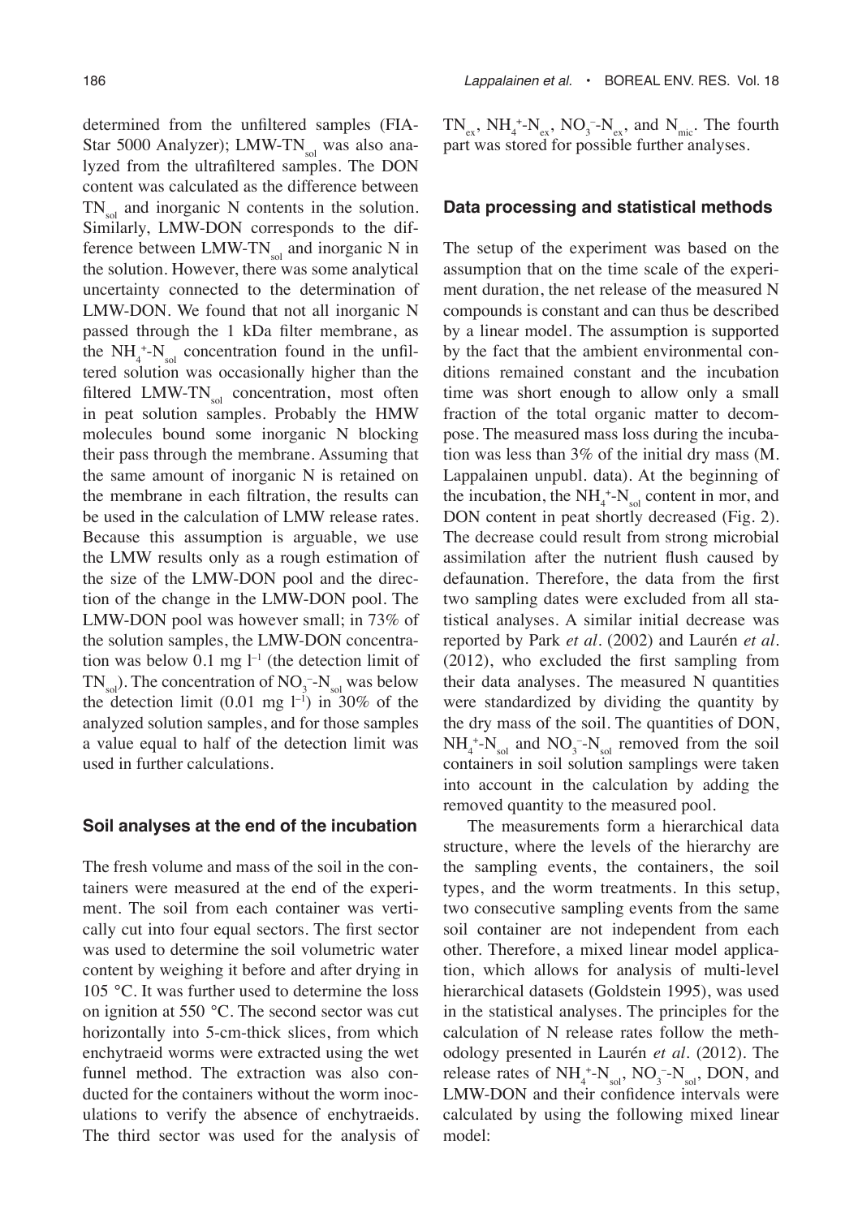determined from the unfiltered samples (FIA-Star 5000 Analyzer); LMW-$TN_{sol}$ was also analyzed from the ultrafiltered samples. The DON content was calculated as the difference between $TN_{sol}$ and inorganic N contents in the solution. Similarly, LMW-DON corresponds to the difference between LMW-$TN_{sol}$ and inorganic N in the solution. However, there was some analytical uncertainty connected to the determination of LMW-DON. We found that not all inorganic N passed through the 1 kDa filter membrane, as the $NH_4^+$-$N_{sol}$ concentration found in the unfiltered solution was occasionally higher than the filtered LMW-$TN_{sol}$ concentration, most often in peat solution samples. Probably the HMW molecules bound some inorganic N blocking their pass through the membrane. Assuming that the same amount of inorganic N is retained on the membrane in each filtration, the results can be used in the calculation of LMW release rates. Because this assumption is arguable, we use the LMW results only as a rough estimation of the size of the LMW-DON pool and the direction of the change in the LMW-DON pool. The LMW-DON pool was however small; in 73% of the solution samples, the LMW-DON concentration was below 0.1 mg $l^{-1}$ (the detection limit of $TN_{sol}$). The concentration of $NO_3^-$-$N_{sol}$ was below the detection limit (0.01 mg $l^{-1}$) in 30% of the analyzed solution samples, and for those samples a value equal to half of the detection limit was used in further calculations.

### Soil analyses at the end of the incubation

The fresh volume and mass of the soil in the containers were measured at the end of the experiment. The soil from each container was vertically cut into four equal sectors. The first sector was used to determine the soil volumetric water content by weighing it before and after drying in 105 °C. It was further used to determine the loss on ignition at 550 °C. The second sector was cut horizontally into 5-cm-thick slices, from which enchytraeid worms were extracted using the wet funnel method. The extraction was also conducted for the containers without the worm inoculations to verify the absence of enchytraeids. The third sector was used for the analysis of $TN_{ex}$, $NH_4^+$-$N_{ex}$, $NO_3^-$-$N_{ex}$, and $N_{mic}$. The fourth part was stored for possible further analyses.

### Data processing and statistical methods

The setup of the experiment was based on the assumption that on the time scale of the experiment duration, the net release of the measured N compounds is constant and can thus be described by a linear model. The assumption is supported by the fact that the ambient environmental conditions remained constant and the incubation time was short enough to allow only a small fraction of the total organic matter to decompose. The measured mass loss during the incubation was less than 3% of the initial dry mass (M. Lappalainen unpubl. data). At the beginning of the incubation, the $NH_4^+$-$N_{sol}$ content in mor, and DON content in peat shortly decreased (Fig. 2). The decrease could result from strong microbial assimilation after the nutrient flush caused by defaunation. Therefore, the data from the first two sampling dates were excluded from all statistical analyses. A similar initial decrease was reported by Park *et al.* (2002) and Laurén *et al.* (2012), who excluded the first sampling from their data analyses. The measured N quantities were standardized by dividing the quantity by the dry mass of the soil. The quantities of DON, $NH_4^+$-$N_{sol}$ and $NO_3^-$-$N_{sol}$ removed from the soil containers in soil solution samplings were taken into account in the calculation by adding the removed quantity to the measured pool.

The measurements form a hierarchical data structure, where the levels of the hierarchy are the sampling events, the containers, the soil types, and the worm treatments. In this setup, two consecutive sampling events from the same soil container are not independent from each other. Therefore, a mixed linear model application, which allows for analysis of multi-level hierarchical datasets (Goldstein 1995), was used in the statistical analyses. The principles for the calculation of N release rates follow the methodology presented in Laurén *et al.* (2012). The release rates of $NH_4^+$-$N_{sol}$, $NO_3^-$-$N_{sol}$, DON, and LMW-DON and their confidence intervals were calculated by using the following mixed linear model: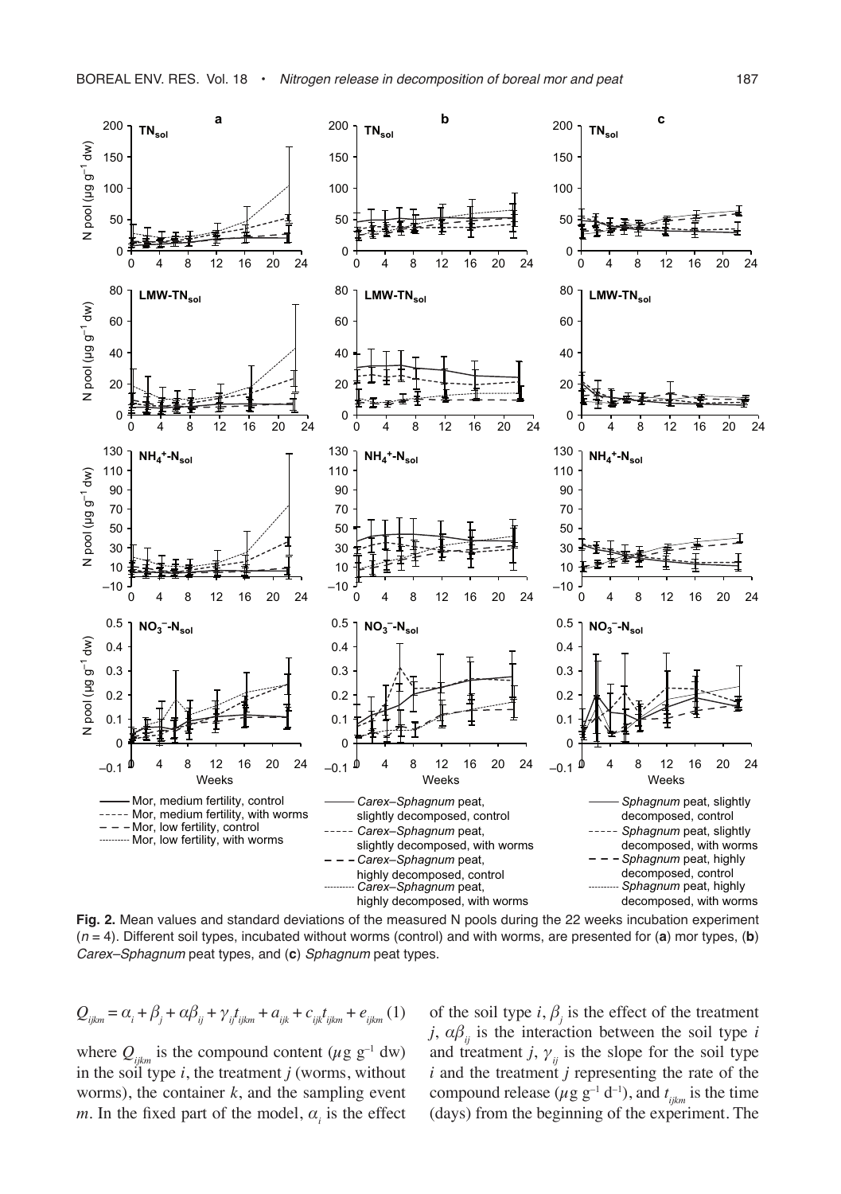**Fig. 2.** Mean values and standard deviations of the measured N pools during the 22 weeks incubation experiment ($n$ = 4). Different soil types, incubated without worms (control) and with worms, are presented for (**a**) mor types, (**b**) *Carex–Sphagnum* peat types, and (**c**) *Sphagnum* peat types.

$$Q_{ijkm} = \alpha_i + \beta_j + \alpha\beta_{ij} + \gamma_{ij}t_{ijkm} + a_{ijk} + c_{ijk}t_{ijkm} + e_{ijkm} \quad (1)$$

where $Q_{ijkm}$ is the compound content ($\mu$g g$^{-1}$ dw) in the soil type $i$, the treatment $j$ (worms, without worms), the container $k$, and the sampling event $m$. In the fixed part of the model, $\alpha_i$ is the effect of the soil type $i$, $\beta_j$ is the effect of the treatment $j$, $\alpha\beta_{ij}$ is the interaction between the soil type $i$ and treatment $j$, $\gamma_{ij}$ is the slope for the soil type $i$ and the treatment $j$ representing the rate of the compound release ($\mu$g g$^{-1}$ d$^{-1}$), and $t_{ijkm}$ is the time (days) from the beginning of the experiment. The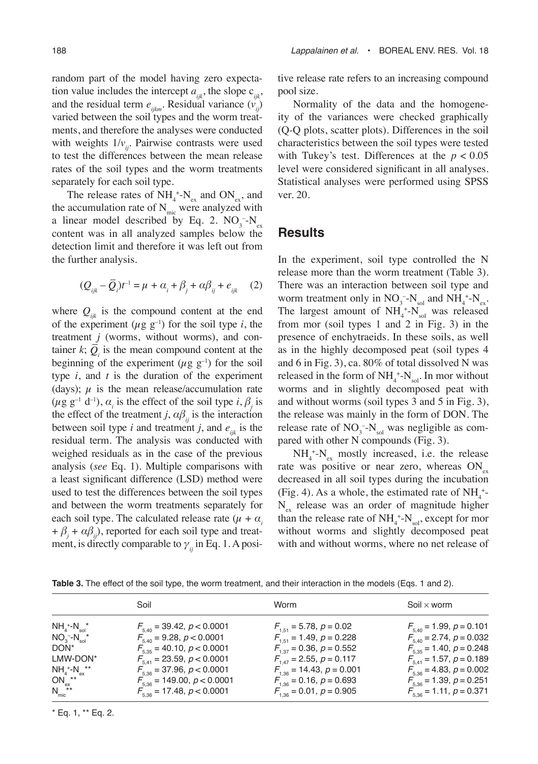random part of the model having zero expectation value includes the intercept $a_{ijk}$, the slope $c_{ijk}$, and the residual term $e_{ijkm}$. Residual variance ($v_{ij}$) varied between the soil types and the worm treatments, and therefore the analyses were conducted with weights $1/v_{ij}$. Pairwise contrasts were used to test the differences between the mean release rates of the soil types and the worm treatments separately for each soil type.

The release rates of $NH_4^+$-$N_{ex}$ and $ON_{ex}$, and the accumulation rate of $N_{mic}$ were analyzed with a linear model described by Eq. 2. $NO_3^-$-$N_{ex}$ content was in all analyzed samples below the detection limit and therefore it was left out from the further analysis.

$$(Q_{ijk} - \bar{Q}_i)t^{-1} = \mu + \alpha_i + \beta_j + \alpha\beta_{ij} + e_{ijk} \quad (2)$$

where $Q_{ijk}$ is the compound content at the end of the experiment ($\mu$g g$^{-1}$) for the soil type $i$, the treatment $j$ (worms, without worms), and container $k$; $\bar{Q}_i$ is the mean compound content at the beginning of the experiment ($\mu$g g$^{-1}$) for the soil type $i$, and $t$ is the duration of the experiment (days); $\mu$ is the mean release/accumulation rate ($\mu$g g$^{-1}$ d$^{-1}$), $\alpha_i$ is the effect of the soil type $i$, $\beta_j$ is the effect of the treatment $j$, $\alpha\beta_{ij}$ is the interaction between soil type $i$ and treatment $j$, and $e_{ijk}$ is the residual term. The analysis was conducted with weighed residuals as in the case of the previous analysis (*see* Eq. 1). Multiple comparisons with a least significant difference (LSD) method were used to test the differences between the soil types and between the worm treatments separately for each soil type. The calculated release rate ($\mu + \alpha_i + \beta_j + \alpha\beta_{ij}$), reported for each soil type and treatment, is directly comparable to $\gamma_{ij}$ in Eq. 1. A positive release rate refers to an increasing compound pool size.

Normality of the data and the homogeneity of the variances were checked graphically (Q-Q plots, scatter plots). Differences in the soil characteristics between the soil types were tested with Tukey's test. Differences at the $p < 0.05$ level were considered significant in all analyses. Statistical analyses were performed using SPSS ver. 20.

## Results

In the experiment, soil type controlled the N release more than the worm treatment (Table 3). There was an interaction between soil type and worm treatment only in $NO_3^-$-$N_{sol}$ and $NH_4^+$-$N_{ex}$. The largest amount of $NH_4^+$-$N_{sol}$ was released from mor (soil types 1 and 2 in Fig. 3) in the presence of enchytraeids. In these soils, as well as in the highly decomposed peat (soil types 4 and 6 in Fig. 3), ca. 80% of total dissolved N was released in the form of $NH_4^+$-$N_{sol}$. In mor without worms and in slightly decomposed peat with and without worms (soil types 3 and 5 in Fig. 3), the release was mainly in the form of DON. The release rate of $NO_3^-$-$N_{sol}$ was negligible as compared with other N compounds (Fig. 3).

$NH_4^+$-$N_{ex}$ mostly increased, i.e. the release rate was positive or near zero, whereas $ON_{ex}$ decreased in all soil types during the incubation (Fig. 4). As a whole, the estimated rate of $NH_4^+$-$N_{ex}$ release was an order of magnitude higher than the release rate of $NH_4^+$-$N_{sol}$, except for mor without worms and slightly decomposed peat with and without worms, where no net release of

**Table 3.** The effect of the soil type, the worm treatment, and their interaction in the models (Eqs. 1 and 2).

| | Soil | Worm | Soil × worm |
|---|---|---|---|
| $NH_4^+$-$N_{sol}$* | $F_{5,40} = 39.42$, $p < 0.0001$ | $F_{1,51} = 5.78$, $p = 0.02$ | $F_{5,40} = 1.99$, $p = 0.101$ |
| $NO_3^-$-$N_{sol}$* | $F_{5,40} = 9.28$, $p < 0.0001$ | $F_{1,51} = 1.49$, $p = 0.228$ | $F_{5,40} = 2.74$, $p = 0.032$ |
| DON* | $F_{5,35} = 40.10$, $p < 0.0001$ | $F_{1,37} = 0.36$, $p = 0.552$ | $F_{5,35} = 1.40$, $p = 0.248$ |
| LMW-DON* | $F_{5,41} = 23.59$, $p < 0.0001$ | $F_{1,47} = 2.55$, $p = 0.117$ | $F_{5,41} = 1.57$, $p = 0.189$ |
| $NH_4^+$-$N_{ex}$** | $F_{5,36} = 37.96$, $p < 0.0001$ | $F_{1,36} = 14.43$, $p = 0.001$ | $F_{5,36} = 4.83$, $p = 0.002$ |
| $ON_{ex}$** | $F_{5,36} = 149.00$, $p < 0.0001$ | $F_{1,36} = 0.16$, $p = 0.693$ | $F_{5,36} = 1.39$, $p = 0.251$ |
| $N_{mic}$** | $F_{5,36} = 17.48$, $p < 0.0001$ | $F_{1,36} = 0.01$, $p = 0.905$ | $F_{5,36} = 1.11$, $p = 0.371$ |

* Eq. 1, ** Eq. 2.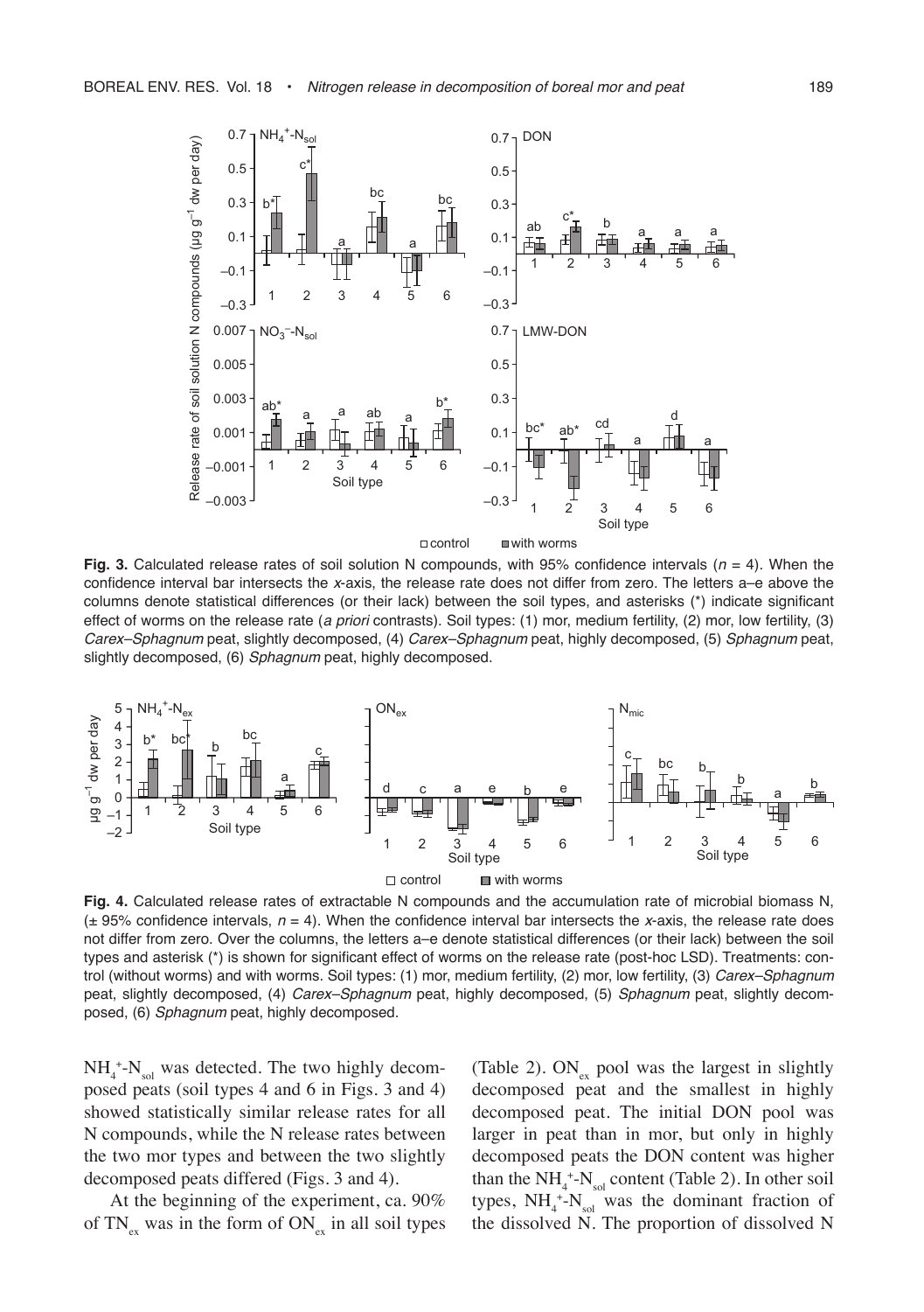**Fig. 3.** Calculated release rates of soil solution N compounds, with 95% confidence intervals ($n = 4$). When the confidence interval bar intersects the *x*-axis, the release rate does not differ from zero. The letters a–e above the columns denote statistical differences (or their lack) between the soil types, and asterisks (*) indicate significant effect of worms on the release rate (*a priori* contrasts). Soil types: (1) mor, medium fertility, (2) mor, low fertility, (3) *Carex–Sphagnum* peat, slightly decomposed, (4) *Carex–Sphagnum* peat, highly decomposed, (5) *Sphagnum* peat, slightly decomposed, (6) *Sphagnum* peat, highly decomposed.

**Fig. 4.** Calculated release rates of extractable N compounds and the accumulation rate of microbial biomass N, (± 95% confidence intervals, $n = 4$). When the confidence interval bar intersects the *x*-axis, the release rate does not differ from zero. Over the columns, the letters a–e denote statistical differences (or their lack) between the soil types and asterisk (*) is shown for significant effect of worms on the release rate (post-hoc LSD). Treatments: control (without worms) and with worms. Soil types: (1) mor, medium fertility, (2) mor, low fertility, (3) *Carex–Sphagnum* peat, slightly decomposed, (4) *Carex–Sphagnum* peat, highly decomposed, (5) *Sphagnum* peat, slightly decomposed, (6) *Sphagnum* peat, highly decomposed.

$NH_4^+$-$N_{sol}$ was detected. The two highly decomposed peats (soil types 4 and 6 in Figs. 3 and 4) showed statistically similar release rates for all N compounds, while the N release rates between the two mor types and between the two slightly decomposed peats differed (Figs. 3 and 4).

At the beginning of the experiment, ca. 90% of $TN_{ex}$ was in the form of $ON_{ex}$ in all soil types (Table 2). $ON_{ex}$ pool was the largest in slightly decomposed peat and the smallest in highly decomposed peat. The initial DON pool was larger in peat than in mor, but only in highly decomposed peats the DON content was higher than the $NH_4^+$-$N_{sol}$ content (Table 2). In other soil types, $NH_4^+$-$N_{sol}$ was the dominant fraction of the dissolved N. The proportion of dissolved N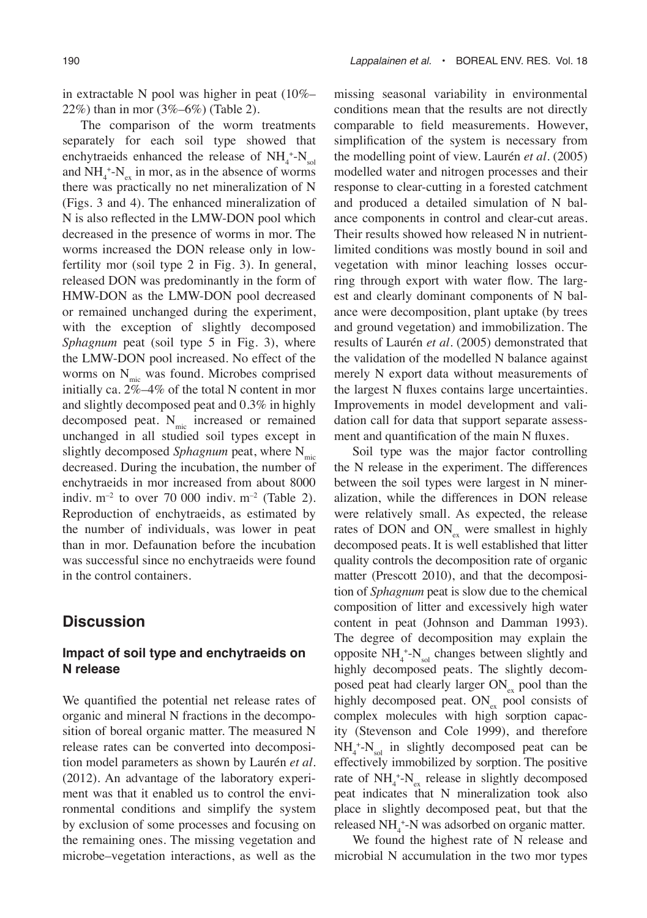in extractable N pool was higher in peat (10%–22%) than in mor (3%–6%) (Table 2).

The comparison of the worm treatments separately for each soil type showed that enchytraeids enhanced the release of $NH_4^+$-$N_{sol}$ and $NH_4^+$-$N_{ex}$ in mor, as in the absence of worms there was practically no net mineralization of N (Figs. 3 and 4). The enhanced mineralization of N is also reflected in the LMW-DON pool which decreased in the presence of worms in mor. The worms increased the DON release only in low-fertility mor (soil type 2 in Fig. 3). In general, released DON was predominantly in the form of HMW-DON as the LMW-DON pool decreased or remained unchanged during the experiment, with the exception of slightly decomposed *Sphagnum* peat (soil type 5 in Fig. 3), where the LMW-DON pool increased. No effect of the worms on $N_{mic}$ was found. Microbes comprised initially ca. 2%–4% of the total N content in mor and slightly decomposed peat and 0.3% in highly decomposed peat. $N_{mic}$ increased or remained unchanged in all studied soil types except in slightly decomposed *Sphagnum* peat, where $N_{mic}$ decreased. During the incubation, the number of enchytraeids in mor increased from about 8000 indiv. $m^{-2}$ to over 70 000 indiv. $m^{-2}$ (Table 2). Reproduction of enchytraeids, as estimated by the number of individuals, was lower in peat than in mor. Defaunation before the incubation was successful since no enchytraeids were found in the control containers.

## Discussion

### Impact of soil type and enchytraeids on N release

We quantified the potential net release rates of organic and mineral N fractions in the decomposition of boreal organic matter. The measured N release rates can be converted into decomposition model parameters as shown by Laurén *et al*. (2012). An advantage of the laboratory experiment was that it enabled us to control the environmental conditions and simplify the system by exclusion of some processes and focusing on the remaining ones. The missing vegetation and microbe–vegetation interactions, as well as the missing seasonal variability in environmental conditions mean that the results are not directly comparable to field measurements. However, simplification of the system is necessary from the modelling point of view. Laurén *et al*. (2005) modelled water and nitrogen processes and their response to clear-cutting in a forested catchment and produced a detailed simulation of N balance components in control and clear-cut areas. Their results showed how released N in nutrient-limited conditions was mostly bound in soil and vegetation with minor leaching losses occurring through export with water flow. The largest and clearly dominant components of N balance were decomposition, plant uptake (by trees and ground vegetation) and immobilization. The results of Laurén *et al*. (2005) demonstrated that the validation of the modelled N balance against merely N export data without measurements of the largest N fluxes contains large uncertainties. Improvements in model development and validation call for data that support separate assessment and quantification of the main N fluxes.

Soil type was the major factor controlling the N release in the experiment. The differences between the soil types were largest in N mineralization, while the differences in DON release were relatively small. As expected, the release rates of DON and $ON_{ex}$ were smallest in highly decomposed peats. It is well established that litter quality controls the decomposition rate of organic matter (Prescott 2010), and that the decomposition of *Sphagnum* peat is slow due to the chemical composition of litter and excessively high water content in peat (Johnson and Damman 1993). The degree of decomposition may explain the opposite $NH_4^+$-$N_{sol}$ changes between slightly and highly decomposed peats. The slightly decomposed peat had clearly larger $ON_{ex}$ pool than the highly decomposed peat. $ON_{ex}$ pool consists of complex molecules with high sorption capacity (Stevenson and Cole 1999), and therefore $NH_4^+$-$N_{sol}$ in slightly decomposed peat can be effectively immobilized by sorption. The positive rate of $NH_4^+$-$N_{ex}$ release in slightly decomposed peat indicates that N mineralization took also place in slightly decomposed peat, but that the released $NH_4^+$-N was adsorbed on organic matter.

We found the highest rate of N release and microbial N accumulation in the two mor types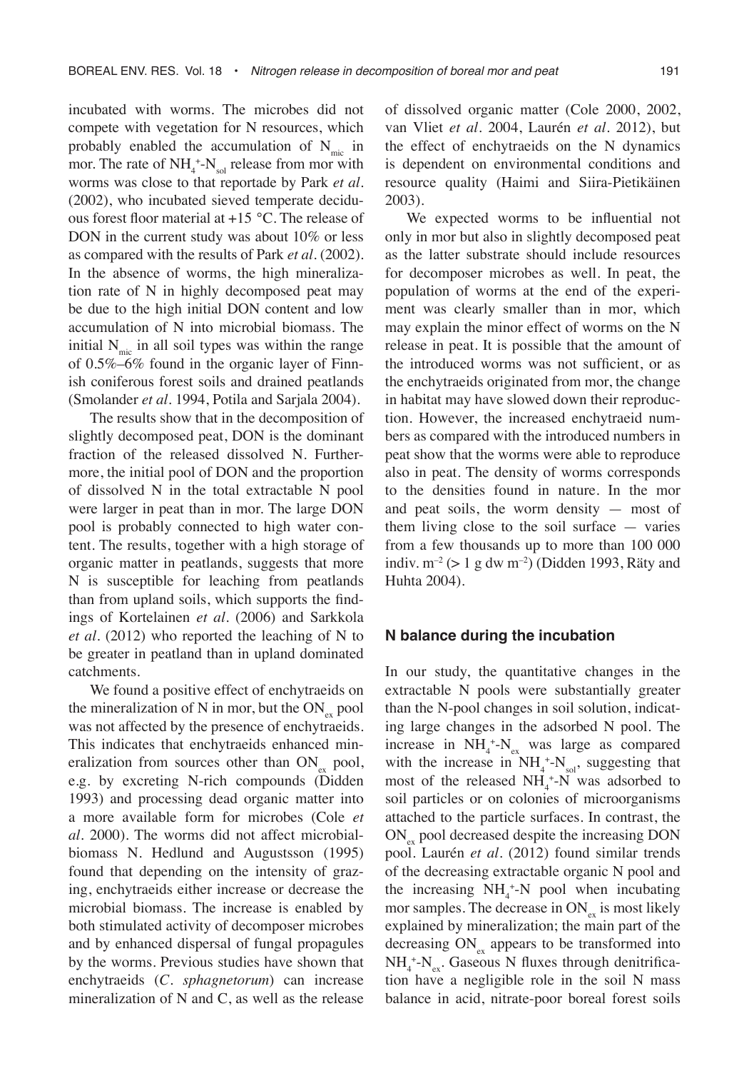incubated with worms. The microbes did not compete with vegetation for N resources, which probably enabled the accumulation of $N_{mic}$ in mor. The rate of $NH_4^+$-$N_{sol}$ release from mor with worms was close to that reportade by Park *et al.* (2002), who incubated sieved temperate deciduous forest floor material at +15 °C. The release of DON in the current study was about 10% or less as compared with the results of Park *et al.* (2002). In the absence of worms, the high mineralization rate of N in highly decomposed peat may be due to the high initial DON content and low accumulation of N into microbial biomass. The initial $N_{mic}$ in all soil types was within the range of 0.5%–6% found in the organic layer of Finnish coniferous forest soils and drained peatlands (Smolander *et al.* 1994, Potila and Sarjala 2004).

The results show that in the decomposition of slightly decomposed peat, DON is the dominant fraction of the released dissolved N. Furthermore, the initial pool of DON and the proportion of dissolved N in the total extractable N pool were larger in peat than in mor. The large DON pool is probably connected to high water content. The results, together with a high storage of organic matter in peatlands, suggests that more N is susceptible for leaching from peatlands than from upland soils, which supports the findings of Kortelainen *et al.* (2006) and Sarkkola *et al.* (2012) who reported the leaching of N to be greater in peatland than in upland dominated catchments.

We found a positive effect of enchytraeids on the mineralization of N in mor, but the $ON_{ex}$ pool was not affected by the presence of enchytraeids. This indicates that enchytraeids enhanced mineralization from sources other than $ON_{ex}$ pool, e.g. by excreting N-rich compounds (Didden 1993) and processing dead organic matter into a more available form for microbes (Cole *et al.* 2000). The worms did not affect microbial-biomass N. Hedlund and Augustsson (1995) found that depending on the intensity of grazing, enchytraeids either increase or decrease the microbial biomass. The increase is enabled by both stimulated activity of decomposer microbes and by enhanced dispersal of fungal propagules by the worms. Previous studies have shown that enchytraeids (*C. sphagnetorum*) can increase mineralization of N and C, as well as the release of dissolved organic matter (Cole 2000, 2002, van Vliet *et al.* 2004, Laurén *et al.* 2012), but the effect of enchytraeids on the N dynamics is dependent on environmental conditions and resource quality (Haimi and Siira-Pietikäinen 2003).

We expected worms to be influential not only in mor but also in slightly decomposed peat as the latter substrate should include resources for decomposer microbes as well. In peat, the population of worms at the end of the experiment was clearly smaller than in mor, which may explain the minor effect of worms on the N release in peat. It is possible that the amount of the introduced worms was not sufficient, or as the enchytraeids originated from mor, the change in habitat may have slowed down their reproduction. However, the increased enchytraeid numbers as compared with the introduced numbers in peat show that the worms were able to reproduce also in peat. The density of worms corresponds to the densities found in nature. In the mor and peat soils, the worm density — most of them living close to the soil surface — varies from a few thousands up to more than 100 000 indiv. $m^{-2}$ (> 1 g dw $m^{-2}$) (Didden 1993, Räty and Huhta 2004).

### N balance during the incubation

In our study, the quantitative changes in the extractable N pools were substantially greater than the N-pool changes in soil solution, indicating large changes in the adsorbed N pool. The increase in $NH_4^+$-$N_{ex}$ was large as compared with the increase in $NH_4^+$-$N_{sol}$, suggesting that most of the released $NH_4^+$-N was adsorbed to soil particles or on colonies of microorganisms attached to the particle surfaces. In contrast, the $ON_{ex}$ pool decreased despite the increasing DON pool. Laurén *et al.* (2012) found similar trends of the decreasing extractable organic N pool and the increasing $NH_4^+$-N pool when incubating mor samples. The decrease in $ON_{ex}$ is most likely explained by mineralization; the main part of the decreasing $ON_{ex}$ appears to be transformed into $NH_4^+$-$N_{ex}$. Gaseous N fluxes through denitrification have a negligible role in the soil N mass balance in acid, nitrate-poor boreal forest soils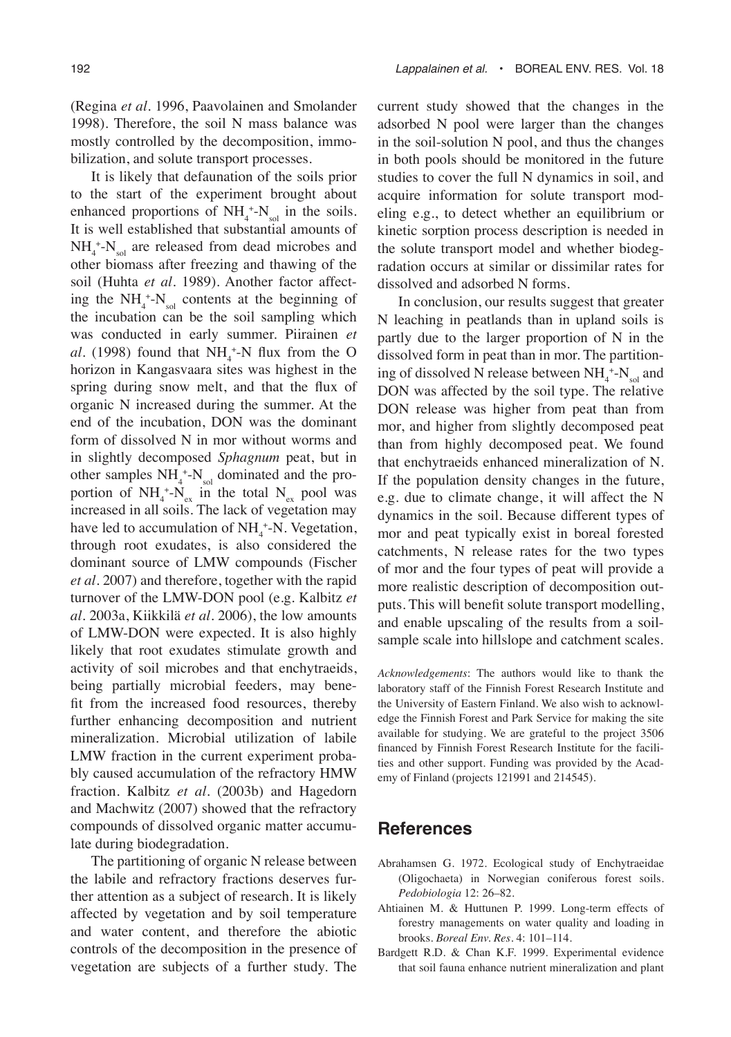(Regina *et al.* 1996, Paavolainen and Smolander 1998). Therefore, the soil N mass balance was mostly controlled by the decomposition, immobilization, and solute transport processes.

It is likely that defaunation of the soils prior to the start of the experiment brought about enhanced proportions of $NH_4^+$-$N_{sol}$ in the soils. It is well established that substantial amounts of $NH_4^+$-$N_{sol}$ are released from dead microbes and other biomass after freezing and thawing of the soil (Huhta *et al.* 1989). Another factor affecting the $NH_4^+$-$N_{sol}$ contents at the beginning of the incubation can be the soil sampling which was conducted in early summer. Piirainen *et al.* (1998) found that $NH_4^+$-N flux from the O horizon in Kangasvaara sites was highest in the spring during snow melt, and that the flux of organic N increased during the summer. At the end of the incubation, DON was the dominant form of dissolved N in mor without worms and in slightly decomposed *Sphagnum* peat, but in other samples $NH_4^+$-$N_{sol}$ dominated and the proportion of $NH_4^+$-$N_{ex}$ in the total $N_{ex}$ pool was increased in all soils. The lack of vegetation may have led to accumulation of $NH_4^+$-N. Vegetation, through root exudates, is also considered the dominant source of LMW compounds (Fischer *et al.* 2007) and therefore, together with the rapid turnover of the LMW-DON pool (e.g. Kalbitz *et al.* 2003a, Kiikkilä *et al.* 2006), the low amounts of LMW-DON were expected. It is also highly likely that root exudates stimulate growth and activity of soil microbes and that enchytraeids, being partially microbial feeders, may benefit from the increased food resources, thereby further enhancing decomposition and nutrient mineralization. Microbial utilization of labile LMW fraction in the current experiment probably caused accumulation of the refractory HMW fraction. Kalbitz *et al.* (2003b) and Hagedorn and Machwitz (2007) showed that the refractory compounds of dissolved organic matter accumulate during biodegradation.

The partitioning of organic N release between the labile and refractory fractions deserves further attention as a subject of research. It is likely affected by vegetation and by soil temperature and water content, and therefore the abiotic controls of the decomposition in the presence of vegetation are subjects of a further study. The current study showed that the changes in the adsorbed N pool were larger than the changes in the soil-solution N pool, and thus the changes in both pools should be monitored in the future studies to cover the full N dynamics in soil, and acquire information for solute transport modeling e.g., to detect whether an equilibrium or kinetic sorption process description is needed in the solute transport model and whether biodegradation occurs at similar or dissimilar rates for dissolved and adsorbed N forms.

In conclusion, our results suggest that greater N leaching in peatlands than in upland soils is partly due to the larger proportion of N in the dissolved form in peat than in mor. The partitioning of dissolved N release between $NH_4^+$-$N_{sol}$ and DON was affected by the soil type. The relative DON release was higher from peat than from mor, and higher from slightly decomposed peat than from highly decomposed peat. We found that enchytraeids enhanced mineralization of N. If the population density changes in the future, e.g. due to climate change, it will affect the N dynamics in the soil. Because different types of mor and peat typically exist in boreal forested catchments, N release rates for the two types of mor and the four types of peat will provide a more realistic description of decomposition outputs. This will benefit solute transport modelling, and enable upscaling of the results from a soil-sample scale into hillslope and catchment scales.

*Acknowledgements*: The authors would like to thank the laboratory staff of the Finnish Forest Research Institute and the University of Eastern Finland. We also wish to acknowledge the Finnish Forest and Park Service for making the site available for studying. We are grateful to the project 3506 financed by Finnish Forest Research Institute for the facilities and other support. Funding was provided by the Academy of Finland (projects 121991 and 214545).

## References

Abrahamsen G. 1972. Ecological study of Enchytraeidae (Oligochaeta) in Norwegian coniferous forest soils. *Pedobiologia* 12: 26–82.

Ahtiainen M. & Huttunen P. 1999. Long-term effects of forestry managements on water quality and loading in brooks. *Boreal Env. Res*. 4: 101–114.

Bardgett R.D. & Chan K.F. 1999. Experimental evidence that soil fauna enhance nutrient mineralization and plant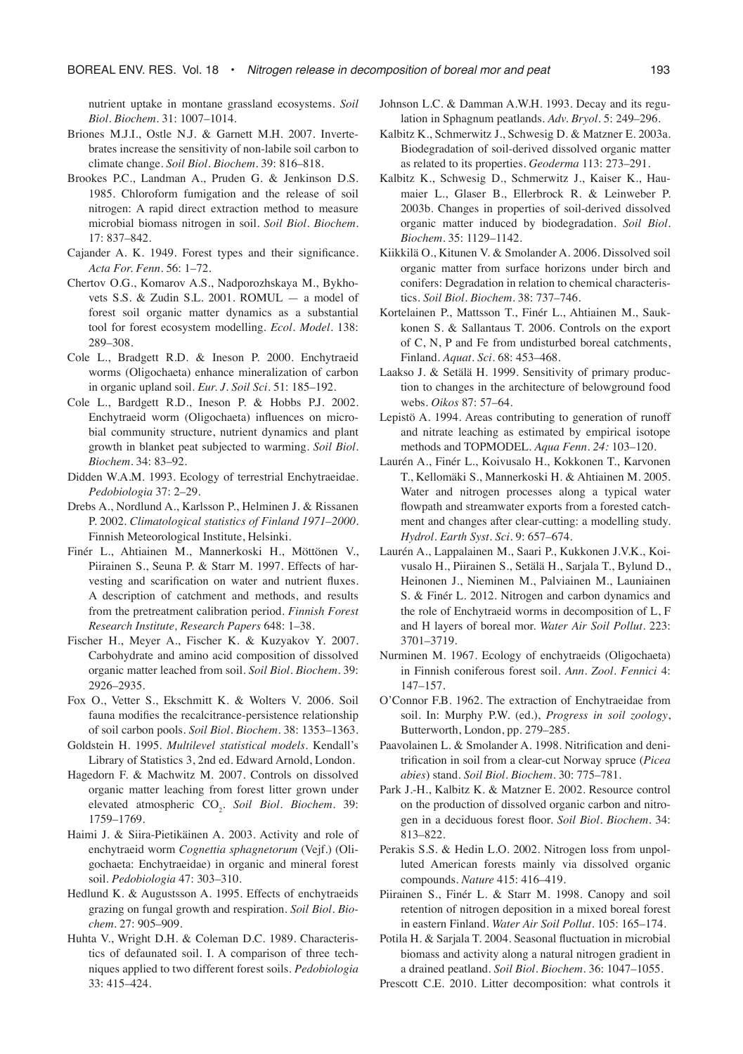nutrient uptake in montane grassland ecosystems. *Soil Biol. Biochem.* 31: 1007–1014.

Briones M.J.I., Ostle N.J. & Garnett M.H. 2007. Invertebrates increase the sensitivity of non-labile soil carbon to climate change. *Soil Biol. Biochem.* 39: 816–818.

Brookes P.C., Landman A., Pruden G. & Jenkinson D.S. 1985. Chloroform fumigation and the release of soil nitrogen: A rapid direct extraction method to measure microbial biomass nitrogen in soil. *Soil Biol. Biochem.* 17: 837–842.

Cajander A. K. 1949. Forest types and their significance. *Acta For. Fenn.* 56: 1–72.

Chertov O.G., Komarov A.S., Nadporozhskaya M., Bykhovets S.S. & Zudin S.L. 2001. ROMUL — a model of forest soil organic matter dynamics as a substantial tool for forest ecosystem modelling. *Ecol. Model.* 138: 289–308.

Cole L., Bradgett R.D. & Ineson P. 2000. Enchytraeid worms (Oligochaeta) enhance mineralization of carbon in organic upland soil. *Eur. J. Soil Sci.* 51: 185–192.

Cole L., Bardgett R.D., Ineson P. & Hobbs P.J. 2002. Enchytraeid worm (Oligochaeta) influences on microbial community structure, nutrient dynamics and plant growth in blanket peat subjected to warming. *Soil Biol. Biochem.* 34: 83–92.

Didden W.A.M. 1993. Ecology of terrestrial Enchytraeidae. *Pedobiologia* 37: 2–29.

Drebs A., Nordlund A., Karlsson P., Helminen J. & Rissanen P. 2002. *Climatological statistics of Finland 1971–2000*. Finnish Meteorological Institute, Helsinki.

Finér L., Ahtiainen M., Mannerkoski H., Möttönen V., Piirainen S., Seuna P. & Starr M. 1997. Effects of harvesting and scarification on water and nutrient fluxes. A description of catchment and methods, and results from the pretreatment calibration period. *Finnish Forest Research Institute, Research Papers* 648: 1–38.

Fischer H., Meyer A., Fischer K. & Kuzyakov Y. 2007. Carbohydrate and amino acid composition of dissolved organic matter leached from soil. *Soil Biol. Biochem.* 39: 2926–2935.

Fox O., Vetter S., Ekschmitt K. & Wolters V. 2006. Soil fauna modifies the recalcitrance-persistence relationship of soil carbon pools. *Soil Biol. Biochem.* 38: 1353–1363.

Goldstein H. 1995. *Multilevel statistical models*. Kendall's Library of Statistics 3, 2nd ed. Edward Arnold, London.

Hagedorn F. & Machwitz M. 2007. Controls on dissolved organic matter leaching from forest litter grown under elevated atmospheric $CO_2$. *Soil Biol. Biochem.* 39: 1759–1769.

Haimi J. & Siira-Pietikäinen A. 2003. Activity and role of enchytraeid worm *Cognettia sphagnetorum* (Vejf.) (Oligochaeta: Enchytraeidae) in organic and mineral forest soil. *Pedobiologia* 47: 303–310.

Hedlund K. & Augustsson A. 1995. Effects of enchytraeids grazing on fungal growth and respiration. *Soil Biol. Biochem.* 27: 905–909.

Huhta V., Wright D.H. & Coleman D.C. 1989. Characteristics of defaunated soil. I. A comparison of three techniques applied to two different forest soils. *Pedobiologia* 33: 415–424.

Johnson L.C. & Damman A.W.H. 1993. Decay and its regulation in Sphagnum peatlands. *Adv. Bryol.* 5: 249–296.

Kalbitz K., Schmerwitz J., Schwesig D. & Matzner E. 2003a. Biodegradation of soil-derived dissolved organic matter as related to its properties. *Geoderma* 113: 273–291.

Kalbitz K., Schwesig D., Schmerwitz J., Kaiser K., Haumaier L., Glaser B., Ellerbrock R. & Leinweber P. 2003b. Changes in properties of soil-derived dissolved organic matter induced by biodegradation. *Soil Biol. Biochem.* 35: 1129–1142.

Kiikkilä O., Kitunen V. & Smolander A. 2006. Dissolved soil organic matter from surface horizons under birch and conifers: Degradation in relation to chemical characteristics. *Soil Biol. Biochem.* 38: 737–746.

Kortelainen P., Mattsson T., Finér L., Ahtiainen M., Saukkonen S. & Sallantaus T. 2006. Controls on the export of C, N, P and Fe from undisturbed boreal catchments, Finland. *Aquat. Sci.* 68: 453–468.

Laakso J. & Setälä H. 1999. Sensitivity of primary production to changes in the architecture of belowground food webs. *Oikos* 87: 57–64.

Lepistö A. 1994. Areas contributing to generation of runoff and nitrate leaching as estimated by empirical isotope methods and TOPMODEL. *Aqua Fenn. 24:* 103–120.

Laurén A., Finér L., Koivusalo H., Kokkonen T., Karvonen T., Kellomäki S., Mannerkoski H. & Ahtiainen M. 2005. Water and nitrogen processes along a typical water flowpath and streamwater exports from a forested catchment and changes after clear-cutting: a modelling study. *Hydrol. Earth Syst. Sci.* 9: 657–674.

Laurén A., Lappalainen M., Saari P., Kukkonen J.V.K., Koivusalo H., Piirainen S., Setälä H., Sarjala T., Bylund D., Heinonen J., Nieminen M., Palviainen M., Launiainen S. & Finér L. 2012. Nitrogen and carbon dynamics and the role of Enchytraeid worms in decomposition of L, F and H layers of boreal mor. *Water Air Soil Pollut.* 223: 3701–3719.

Nurminen M. 1967. Ecology of enchytraeids (Oligochaeta) in Finnish coniferous forest soil. *Ann. Zool. Fennici* 4: 147–157.

O'Connor F.B. 1962. The extraction of Enchytraeidae from soil. In: Murphy P.W. (ed.), *Progress in soil zoology*, Butterworth, London, pp. 279–285.

Paavolainen L. & Smolander A. 1998. Nitrification and denitrification in soil from a clear-cut Norway spruce (*Picea abies*) stand. *Soil Biol. Biochem.* 30: 775–781.

Park J.-H., Kalbitz K. & Matzner E. 2002. Resource control on the production of dissolved organic carbon and nitrogen in a deciduous forest floor. *Soil Biol. Biochem.* 34: 813–822.

Perakis S.S. & Hedin L.O. 2002. Nitrogen loss from unpolluted American forests mainly via dissolved organic compounds. *Nature* 415: 416–419.

Piirainen S., Finér L. & Starr M. 1998. Canopy and soil retention of nitrogen deposition in a mixed boreal forest in eastern Finland. *Water Air Soil Pollut.* 105: 165–174.

Potila H. & Sarjala T. 2004. Seasonal fluctuation in microbial biomass and activity along a natural nitrogen gradient in a drained peatland. *Soil Biol. Biochem.* 36: 1047–1055.

Prescott C.E. 2010. Litter decomposition: what controls it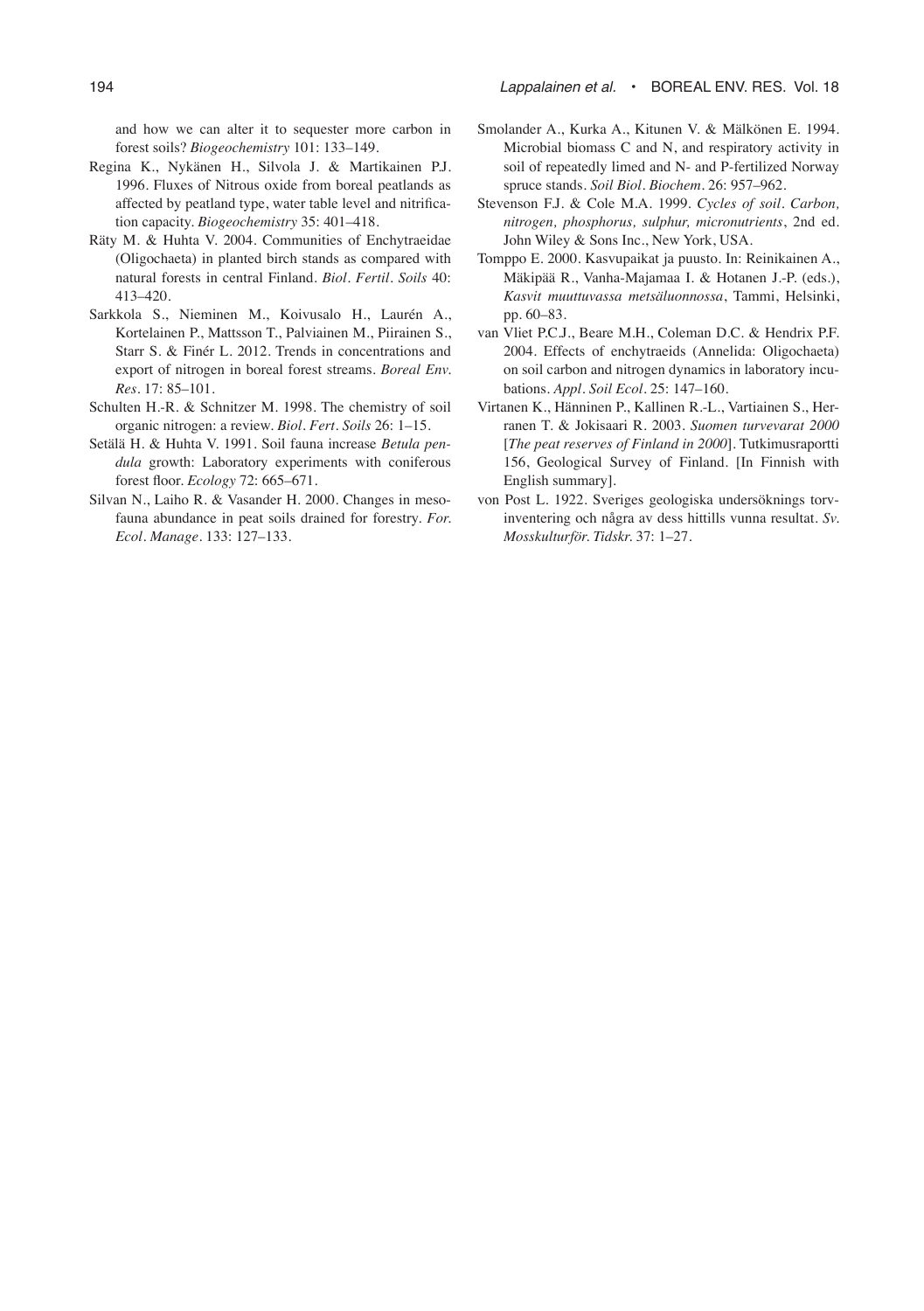and how we can alter it to sequester more carbon in forest soils? *Biogeochemistry* 101: 133–149.

Regina K., Nykänen H., Silvola J. & Martikainen P.J. 1996. Fluxes of Nitrous oxide from boreal peatlands as affected by peatland type, water table level and nitrification capacity. *Biogeochemistry* 35: 401–418.

Räty M. & Huhta V. 2004. Communities of Enchytraeidae (Oligochaeta) in planted birch stands as compared with natural forests in central Finland. *Biol. Fertil. Soils* 40: 413–420.

Sarkkola S., Nieminen M., Koivusalo H., Laurén A., Kortelainen P., Mattsson T., Palviainen M., Piirainen S., Starr S. & Finér L. 2012. Trends in concentrations and export of nitrogen in boreal forest streams. *Boreal Env. Res.* 17: 85–101.

Schulten H.-R. & Schnitzer M. 1998. The chemistry of soil organic nitrogen: a review. *Biol. Fert. Soils* 26: 1–15.

Setälä H. & Huhta V. 1991. Soil fauna increase *Betula pendula* growth: Laboratory experiments with coniferous forest floor. *Ecology* 72: 665–671.

Silvan N., Laiho R. & Vasander H. 2000. Changes in mesofauna abundance in peat soils drained for forestry. *For. Ecol. Manage.* 133: 127–133.

Smolander A., Kurka A., Kitunen V. & Mälkönen E. 1994. Microbial biomass C and N, and respiratory activity in soil of repeatedly limed and N- and P-fertilized Norway spruce stands. *Soil Biol. Biochem.* 26: 957–962.

Stevenson F.J. & Cole M.A. 1999. *Cycles of soil. Carbon, nitrogen, phosphorus, sulphur, micronutrients*, 2nd ed. John Wiley & Sons Inc., New York, USA.

Tomppo E. 2000. Kasvupaikat ja puusto. In: Reinikainen A., Mäkipää R., Vanha-Majamaa I. & Hotanen J.-P. (eds.), *Kasvit muuttuvassa metsäluonnossa*, Tammi, Helsinki, pp. 60–83.

van Vliet P.C.J., Beare M.H., Coleman D.C. & Hendrix P.F. 2004. Effects of enchytraeids (Annelida: Oligochaeta) on soil carbon and nitrogen dynamics in laboratory incubations. *Appl. Soil Ecol.* 25: 147–160.

Virtanen K., Hänninen P., Kallinen R.-L., Vartiainen S., Herranen T. & Jokisaari R. 2003. *Suomen turvevarat 2000* [*The peat reserves of Finland in 2000*]. Tutkimusraportti 156, Geological Survey of Finland. [In Finnish with English summary].

von Post L. 1922. Sveriges geologiska undersöknings torvinventering och några av dess hittills vunna resultat. *Sv. Mosskulturför. Tidskr.* 37: 1–27.